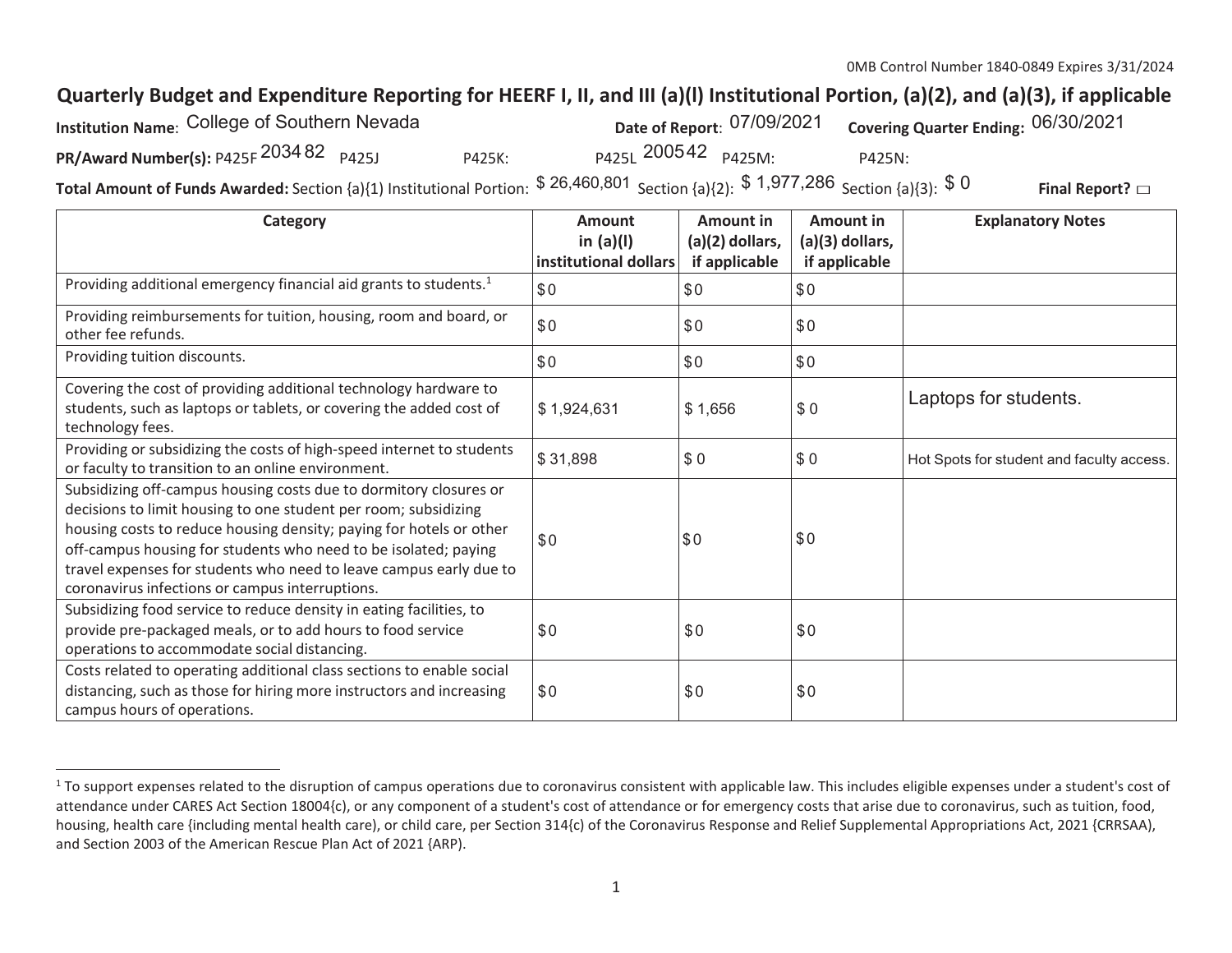0MB Control Number 1840-0849 Expires 3/31/2024

# Quarterly Budget and Expenditure Reporting for HEERF I, II, and III (a)(l) Institutional Portion, (a)(2), and (a)(3), if applicable

**Institution Name**: College of Southern Nevada **Date of Report**: 07/09/2021 **Covering Quarter Ending:** 06/30/2021

**PR/Award Number(s):** P425F 203482 P425J P425K: P425L 200542 P425M: P425N:

**Total Amount of Funds Awarded:** Section {a}{1) Institutional Portion: $ 26,460,801 Section {a){2): $ 1,977,286 Section {a){3): $ 0 **Final Report?** ☐

| Category | Amount in (a)(l) institutional dollars | Amount in (a)(2) dollars, if applicable | Amount in (a)(3) dollars, if applicable | Explanatory Notes |
|---|---|---|---|---|
| Providing additional emergency financial aid grants to students.[1] | $0 | $0 | $0 | |
| Providing reimbursements for tuition, housing, room and board, or other fee refunds. | $0 | $0 | $0 | |
| Providing tuition discounts. | $0 | $0 | $0 | |
| Covering the cost of providing additional technology hardware to students, such as laptops or tablets, or covering the added cost of technology fees. | $ 1,924,631 | $ 1,656 | $ 0 | Laptops for students. |
| Providing or subsidizing the costs of high-speed internet to students or faculty to transition to an online environment. | $ 31,898 | $ 0 | $ 0 | Hot Spots for student and faculty access. |
| Subsidizing off-campus housing costs due to dormitory closures or decisions to limit housing to one student per room; subsidizing housing costs to reduce housing density; paying for hotels or other off-campus housing for students who need to be isolated; paying travel expenses for students who need to leave campus early due to coronavirus infections or campus interruptions. | $0 | $0 | $0 | |
| Subsidizing food service to reduce density in eating facilities, to provide pre-packaged meals, or to add hours to food service operations to accommodate social distancing. | $0 | $0 | $0 | |
| Costs related to operating additional class sections to enable social distancing, such as those for hiring more instructors and increasing campus hours of operations. | $0 | $0 | $0 | |

[1] To support expenses related to the disruption of campus operations due to coronavirus consistent with applicable law. This includes eligible expenses under a student's cost of attendance under CARES Act Section 18004{c), or any component of a student's cost of attendance or for emergency costs that arise due to coronavirus, such as tuition, food, housing, health care {including mental health care), or child care, per Section 314{c) of the Coronavirus Response and Relief Supplemental Appropriations Act, 2021 {CRRSAA), and Section 2003 of the American Rescue Plan Act of 2021 {ARP).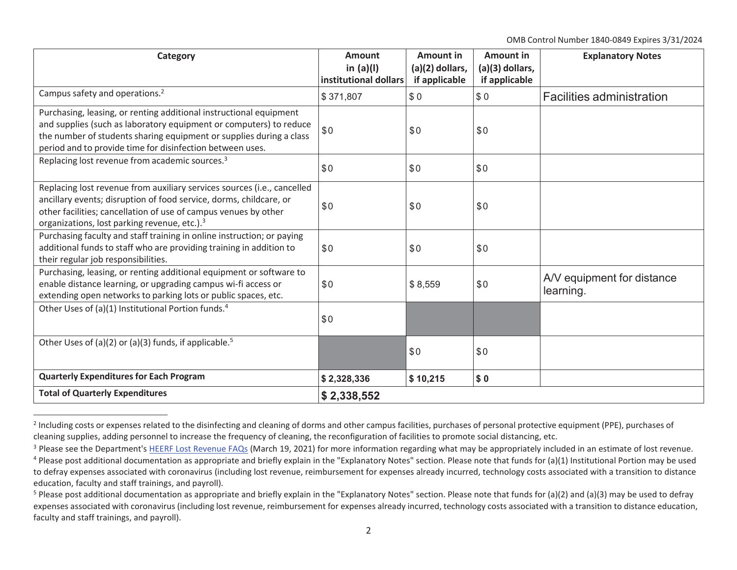| Category | Amount in (a)(l) institutional dollars | Amount in (a)(2) dollars, if applicable | Amount in (a)(3) dollars, if applicable | Explanatory Notes |
|---|---|---|---|---|
| Campus safety and operations.[2] | $ 371,807 | $ 0 | $ 0 | Facilities administration |
| Purchasing, leasing, or renting additional instructional equipment and supplies (such as laboratory equipment or computers) to reduce the number of students sharing equipment or supplies during a class period and to provide time for disinfection between uses. | $0 | $0 | $0 | |
| Replacing lost revenue from academic sources.[3] | $0 | $0 | $0 | |
| Replacing lost revenue from auxiliary services sources (i.e., cancelled ancillary events; disruption of food service, dorms, childcare, or other facilities; cancellation of use of campus venues by other organizations, lost parking revenue, etc.).[3] | $0 | $0 | $0 | |
| Purchasing faculty and staff training in online instruction; or paying additional funds to staff who are providing training in addition to their regular job responsibilities. | $0 | $0 | $0 | |
| Purchasing, leasing, or renting additional equipment or software to enable distance learning, or upgrading campus wi-fi access or extending open networks to parking lots or public spaces, etc. | $0 | $ 8,559 | $0 | A/V equipment for distance learning. |
| Other Uses of (a)(1) Institutional Portion funds.[4] | $0 | | | |
| Other Uses of (a)(2) or (a)(3) funds, if applicable.[5] | | $0 | $0 | |
| **Quarterly Expenditures for Each Program** | **$ 2,328,336** | **$ 10,215** | **$ 0** | |
| **Total of Quarterly Expenditures** | **$ 2,338,552** | | | |

[2] Including costs or expenses related to the disinfecting and cleaning of dorms and other campus facilities, purchases of personal protective equipment (PPE), purchases of cleaning supplies, adding personnel to increase the frequency of cleaning, the reconfiguration of facilities to promote social distancing, etc.

[3] Please see the Department's HEERF Lost Revenue FAQs (March 19, 2021) for more information regarding what may be appropriately included in an estimate of lost revenue.

[4] Please post additional documentation as appropriate and briefly explain in the "Explanatory Notes" section. Please note that funds for (a)(1) Institutional Portion may be used to defray expenses associated with coronavirus (including lost revenue, reimbursement for expenses already incurred, technology costs associated with a transition to distance education, faculty and staff trainings, and payroll).

[5] Please post additional documentation as appropriate and briefly explain in the "Explanatory Notes" section. Please note that funds for (a)(2) and (a)(3) may be used to defray expenses associated with coronavirus (including lost revenue, reimbursement for expenses already incurred, technology costs associated with a transition to distance education, faculty and staff trainings, and payroll).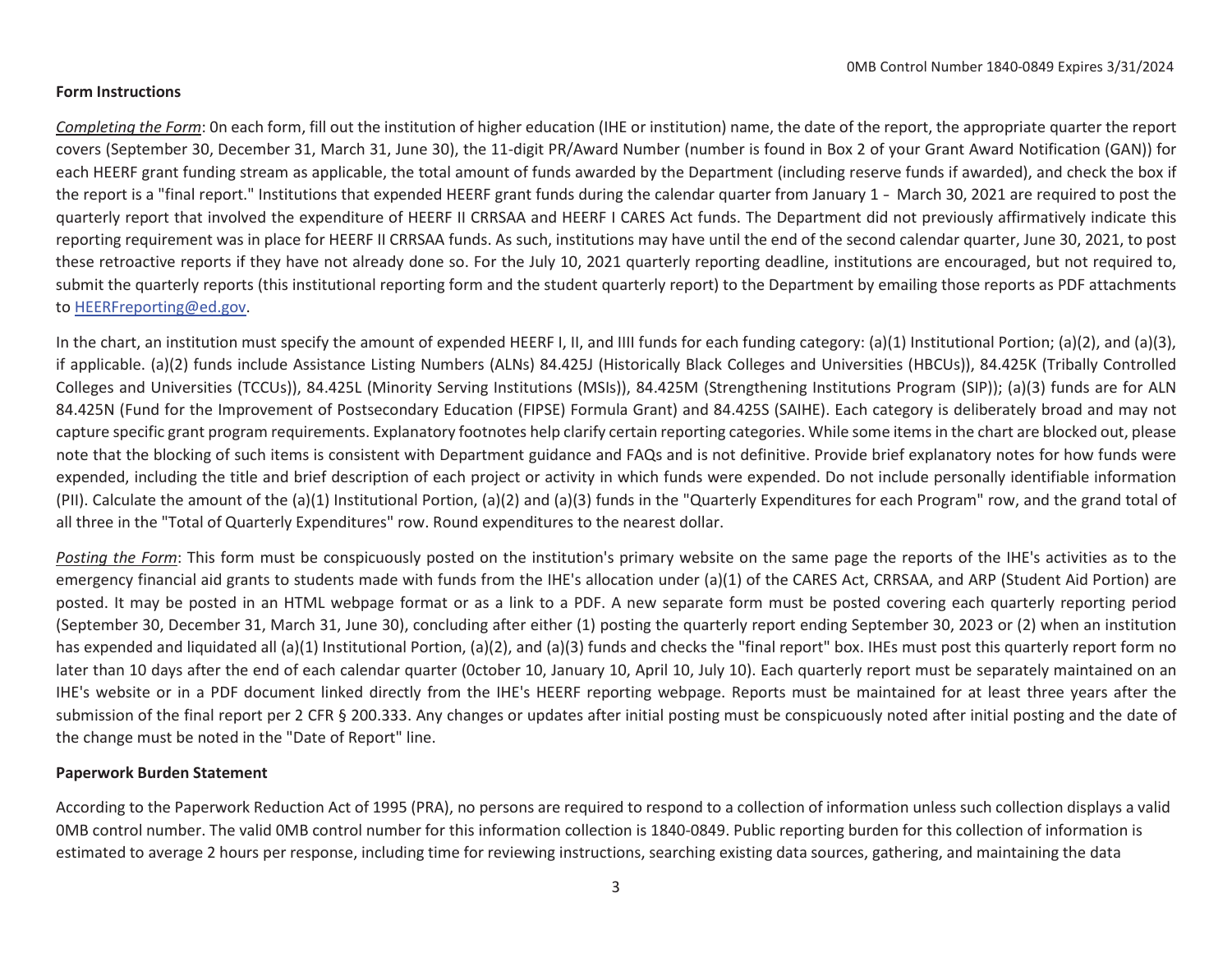## Form Instructions

*Completing the Form*: 0n each form, fill out the institution of higher education (IHE or institution) name, the date of the report, the appropriate quarter the report covers (September 30, December 31, March 31, June 30), the 11-digit PR/Award Number (number is found in Box 2 of your Grant Award Notification (GAN)) for each HEERF grant funding stream as applicable, the total amount of funds awarded by the Department (including reserve funds if awarded), and check the box if the report is a "final report." Institutions that expended HEERF grant funds during the calendar quarter from January 1 – March 30, 2021 are required to post the quarterly report that involved the expenditure of HEERF II CRRSAA and HEERF I CARES Act funds. The Department did not previously affirmatively indicate this reporting requirement was in place for HEERF II CRRSAA funds. As such, institutions may have until the end of the second calendar quarter, June 30, 2021, to post these retroactive reports if they have not already done so. For the July 10, 2021 quarterly reporting deadline, institutions are encouraged, but not required to, submit the quarterly reports (this institutional reporting form and the student quarterly report) to the Department by emailing those reports as PDF attachments to HEERFreporting@ed.gov.

In the chart, an institution must specify the amount of expended HEERF I, II, and IIII funds for each funding category: (a)(1) Institutional Portion; (a)(2), and (a)(3), if applicable. (a)(2) funds include Assistance Listing Numbers (ALNs) 84.425J (Historically Black Colleges and Universities (HBCUs)), 84.425K (Tribally Controlled Colleges and Universities (TCCUs)), 84.425L (Minority Serving Institutions (MSIs)), 84.425M (Strengthening Institutions Program (SIP)); (a)(3) funds are for ALN 84.425N (Fund for the Improvement of Postsecondary Education (FIPSE) Formula Grant) and 84.425S (SAIHE). Each category is deliberately broad and may not capture specific grant program requirements. Explanatory footnotes help clarify certain reporting categories. While some items in the chart are blocked out, please note that the blocking of such items is consistent with Department guidance and FAQs and is not definitive. Provide brief explanatory notes for how funds were expended, including the title and brief description of each project or activity in which funds were expended. Do not include personally identifiable information (PII). Calculate the amount of the (a)(1) Institutional Portion, (a)(2) and (a)(3) funds in the "Quarterly Expenditures for each Program" row, and the grand total of all three in the "Total of Quarterly Expenditures" row. Round expenditures to the nearest dollar.

*Posting the Form*: This form must be conspicuously posted on the institution's primary website on the same page the reports of the IHE's activities as to the emergency financial aid grants to students made with funds from the IHE's allocation under (a)(1) of the CARES Act, CRRSAA, and ARP (Student Aid Portion) are posted. It may be posted in an HTML webpage format or as a link to a PDF. A new separate form must be posted covering each quarterly reporting period (September 30, December 31, March 31, June 30), concluding after either (1) posting the quarterly report ending September 30, 2023 or (2) when an institution has expended and liquidated all (a)(1) Institutional Portion, (a)(2), and (a)(3) funds and checks the "final report" box. IHEs must post this quarterly report form no later than 10 days after the end of each calendar quarter (0ctober 10, January 10, April 10, July 10). Each quarterly report must be separately maintained on an IHE's website or in a PDF document linked directly from the IHE's HEERF reporting webpage. Reports must be maintained for at least three years after the submission of the final report per 2 CFR § 200.333. Any changes or updates after initial posting must be conspicuously noted after initial posting and the date of the change must be noted in the "Date of Report" line.

## Paperwork Burden Statement

According to the Paperwork Reduction Act of 1995 (PRA), no persons are required to respond to a collection of information unless such collection displays a valid 0MB control number. The valid 0MB control number for this information collection is 1840-0849. Public reporting burden for this collection of information is estimated to average 2 hours per response, including time for reviewing instructions, searching existing data sources, gathering, and maintaining the data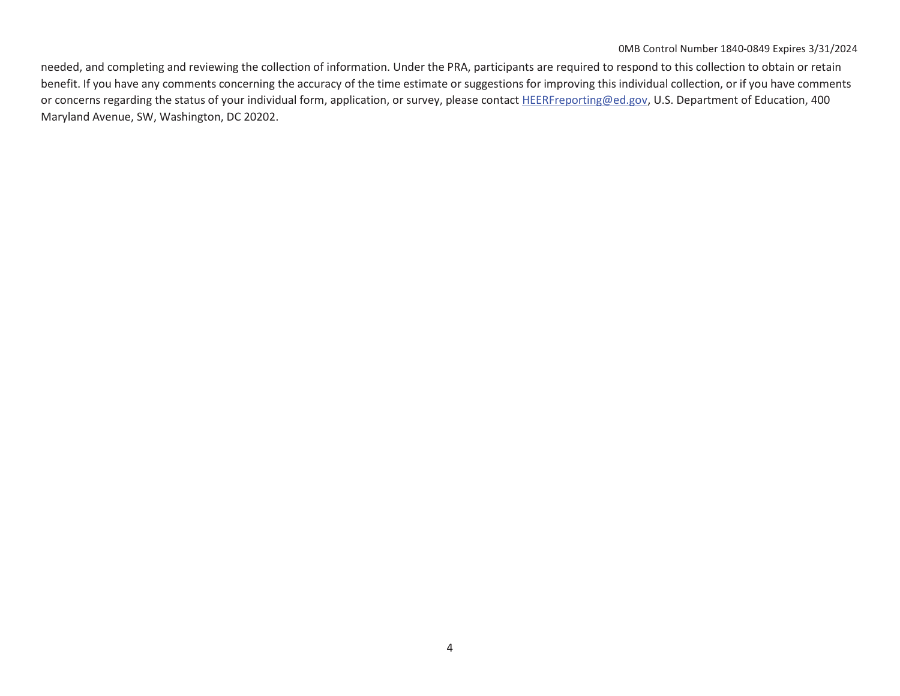needed, and completing and reviewing the collection of information. Under the PRA, participants are required to respond to this collection to obtain or retain benefit. If you have any comments concerning the accuracy of the time estimate or suggestions for improving this individual collection, or if you have comments or concerns regarding the status of your individual form, application, or survey, please contact HEERFreporting@ed.gov, U.S. Department of Education, 400 Maryland Avenue, SW, Washington, DC 20202.